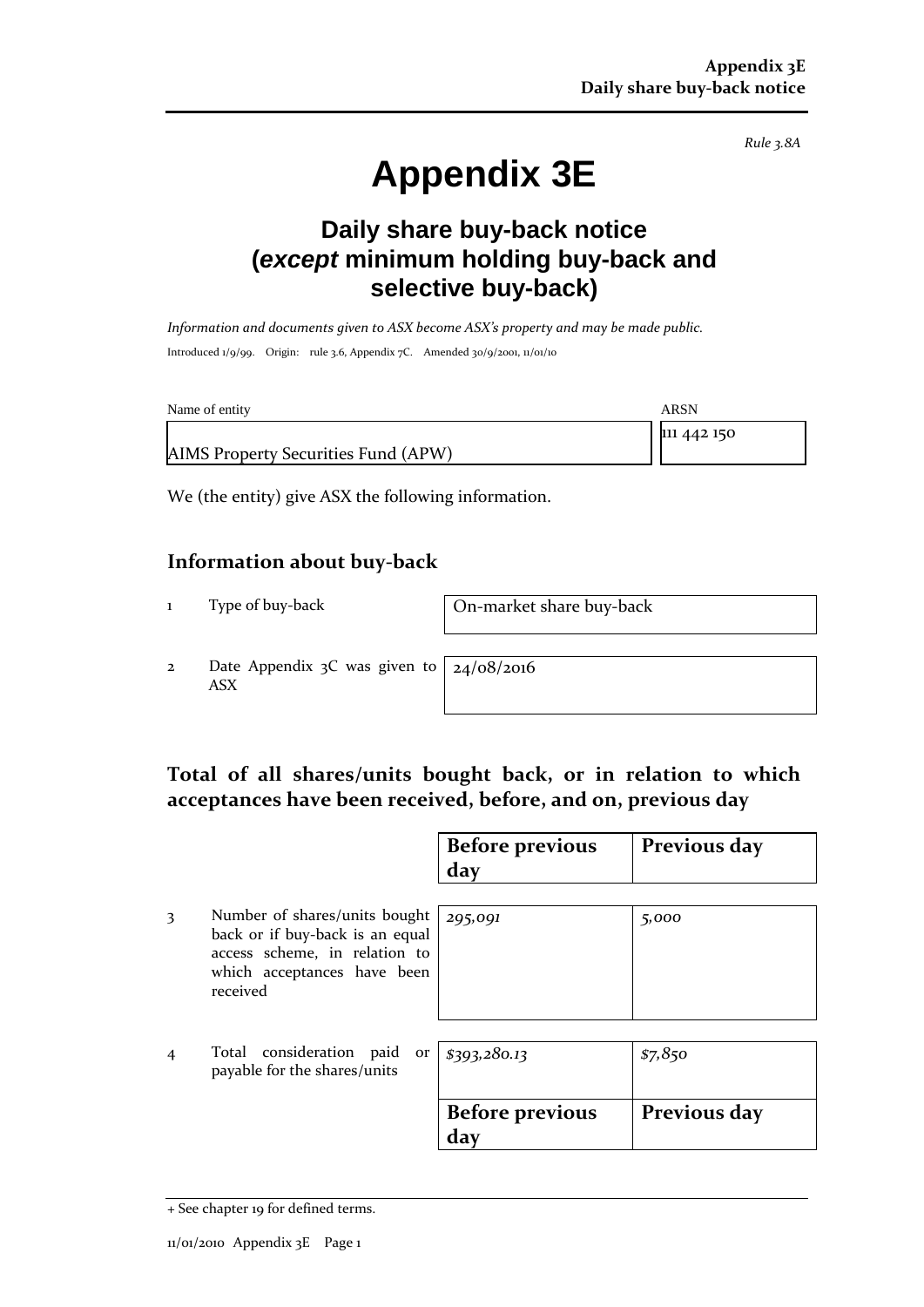*Rule 3.8A*

# Appendix 3E

## Daily share buy-back notice (*except* minimum holding buy-back and selective buy-back)

*Information and documents given to ASX become ASX's property and may be made public.*

Introduced 1/9/99. Origin: rule 3.6, Appendix 7C. Amended 30/9/2001, 11/01/10

| Name of entity | ARSN |
|---|---|
| AIMS Property Securities Fund (APW) | 111 442 150 |

We (the entity) give ASX the following information.

### Information about buy-back

| | | |
|---|---|---|
| 1 | Type of buy-back | On-market share buy-back |
| 2 | Date Appendix 3C was given to ASX | 24/08/2016 |

### Total of all shares/units bought back, or in relation to which acceptances have been received, before, and on, previous day

| | | Before previous day | Previous day |
|---|---|---|---|
| 3 | Number of shares/units bought back or if buy-back is an equal access scheme, in relation to which acceptances have been received | *295,091* | *5,000* |
| 4 | Total consideration paid or payable for the shares/units | *$393,280.13* | *$7,850* |

| Before previous day | Previous day |
|---|---|

+ See chapter 19 for defined terms.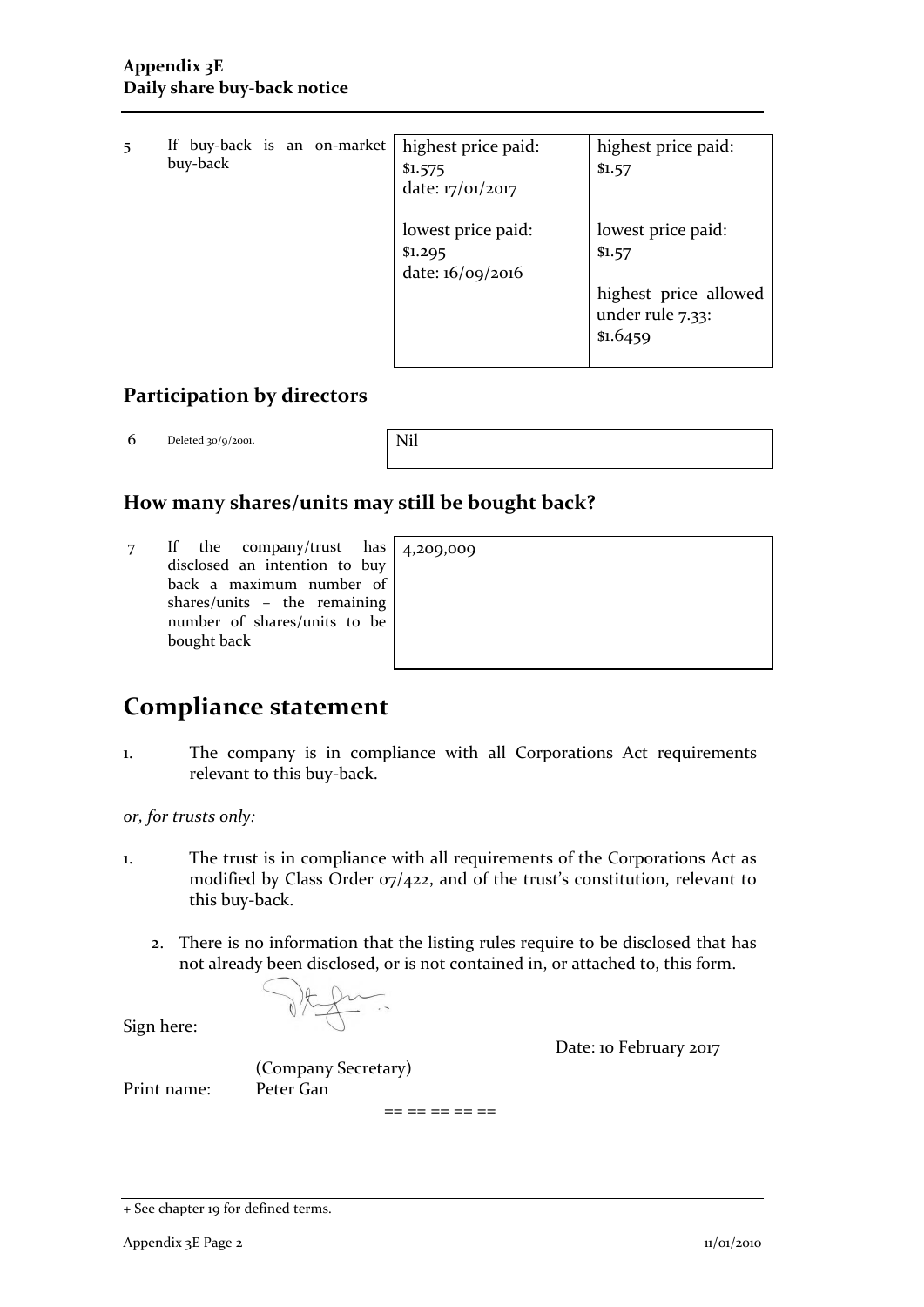| | | | |
|---|---|---|---|
| 5 | If buy-back is an on-market buy-back | highest price paid: \$1.575<br>date: 17/01/2017<br><br>lowest price paid: \$1.295<br>date: 16/09/2016 | highest price paid: \$1.57<br><br>lowest price paid: \$1.57<br><br>highest price allowed under rule 7.33: \$1.6459 |

## Participation by directors

| | | |
|---|---|---|
| 6 | Deleted 30/9/2001. | Nil |

## How many shares/units may still be bought back?

| | | |
|---|---|---|
| 7 | If the company/trust has disclosed an intention to buy back a maximum number of shares/units – the remaining number of shares/units to be bought back | 4,209,009 |

# Compliance statement

1. The company is in compliance with all Corporations Act requirements relevant to this buy-back.

*or, for trusts only:*

1. The trust is in compliance with all requirements of the Corporations Act as modified by Class Order 07/422, and of the trust's constitution, relevant to this buy-back.

2. There is no information that the listing rules require to be disclosed that has not already been disclosed, or is not contained in, or attached to, this form.

Sign here: (Company Secretary)

Date: 10 February 2017

Print name: Peter Gan

== == == == ==

+ See chapter 19 for defined terms.